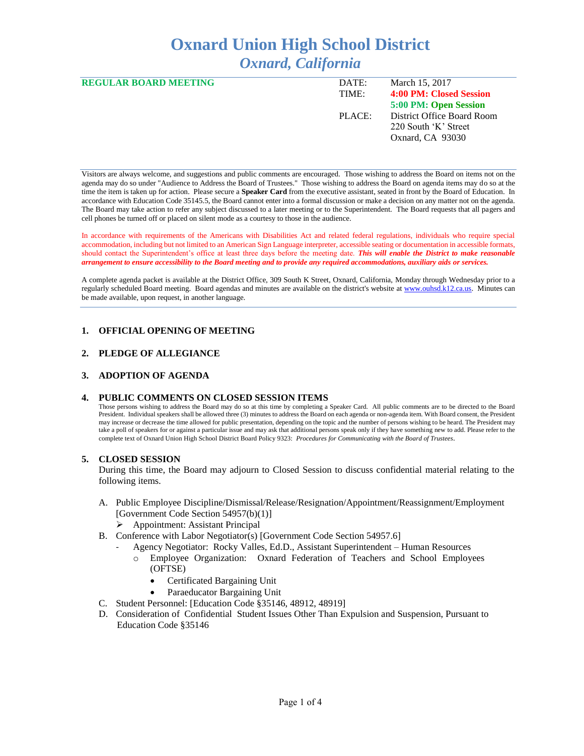# Oxnard Union High School District

## *Oxnard, California*

| **REGULAR BOARD MEETING** | DATE: | March 15, 2017 |
|---|---|---|
| | TIME: | **4:00 PM: Closed Session** |
| | | **5:00 PM: Open Session** |
| | PLACE: | District Office Board Room<br>220 South 'K' Street<br>Oxnard, CA 93030 |

Visitors are always welcome, and suggestions and public comments are encouraged. Those wishing to address the Board on items not on the agenda may do so under "Audience to Address the Board of Trustees." Those wishing to address the Board on agenda items may do so at the time the item is taken up for action. Please secure a **Speaker Card** from the executive assistant, seated in front by the Board of Education. In accordance with Education Code 35145.5, the Board cannot enter into a formal discussion or make a decision on any matter not on the agenda. The Board may take action to refer any subject discussed to a later meeting or to the Superintendent. The Board requests that all pagers and cell phones be turned off or placed on silent mode as a courtesy to those in the audience.

In accordance with requirements of the Americans with Disabilities Act and related federal regulations, individuals who require special accommodation, including but not limited to an American Sign Language interpreter, accessible seating or documentation in accessible formats, should contact the Superintendent's office at least three days before the meeting date. ***This will enable the District to make reasonable arrangement to ensure accessibility to the Board meeting and to provide any required accommodations, auxiliary aids or services.***

A complete agenda packet is available at the District Office, 309 South K Street, Oxnard, California, Monday through Wednesday prior to a regularly scheduled Board meeting. Board agendas and minutes are available on the district's website at www.ouhsd.k12.ca.us. Minutes can be made available, upon request, in another language.

### 1. OFFICIAL OPENING OF MEETING

### 2. PLEDGE OF ALLEGIANCE

### 3. ADOPTION OF AGENDA

### 4. PUBLIC COMMENTS ON CLOSED SESSION ITEMS

Those persons wishing to address the Board may do so at this time by completing a Speaker Card. All public comments are to be directed to the Board President. Individual speakers shall be allowed three (3) minutes to address the Board on each agenda or non-agenda item. With Board consent, the President may increase or decrease the time allowed for public presentation, depending on the topic and the number of persons wishing to be heard. The President may take a poll of speakers for or against a particular issue and may ask that additional persons speak only if they have something new to add. Please refer to the complete text of Oxnard Union High School District Board Policy 9323: *Procedures for Communicating with the Board of Trustees*.

### 5. CLOSED SESSION

During this time, the Board may adjourn to Closed Session to discuss confidential material relating to the following items.

A. Public Employee Discipline/Dismissal/Release/Resignation/Appointment/Reassignment/Employment [Government Code Section 54957(b)(1)]
   - Appointment: Assistant Principal

B. Conference with Labor Negotiator(s) [Government Code Section 54957.6]
   - Agency Negotiator: Rocky Valles, Ed.D., Assistant Superintendent – Human Resources
     - Employee Organization: Oxnard Federation of Teachers and School Employees (OFTSE)
       - Certificated Bargaining Unit
       - Paraeducator Bargaining Unit

C. Student Personnel: [Education Code §35146, 48912, 48919]

D. Consideration of Confidential Student Issues Other Than Expulsion and Suspension, Pursuant to Education Code §35146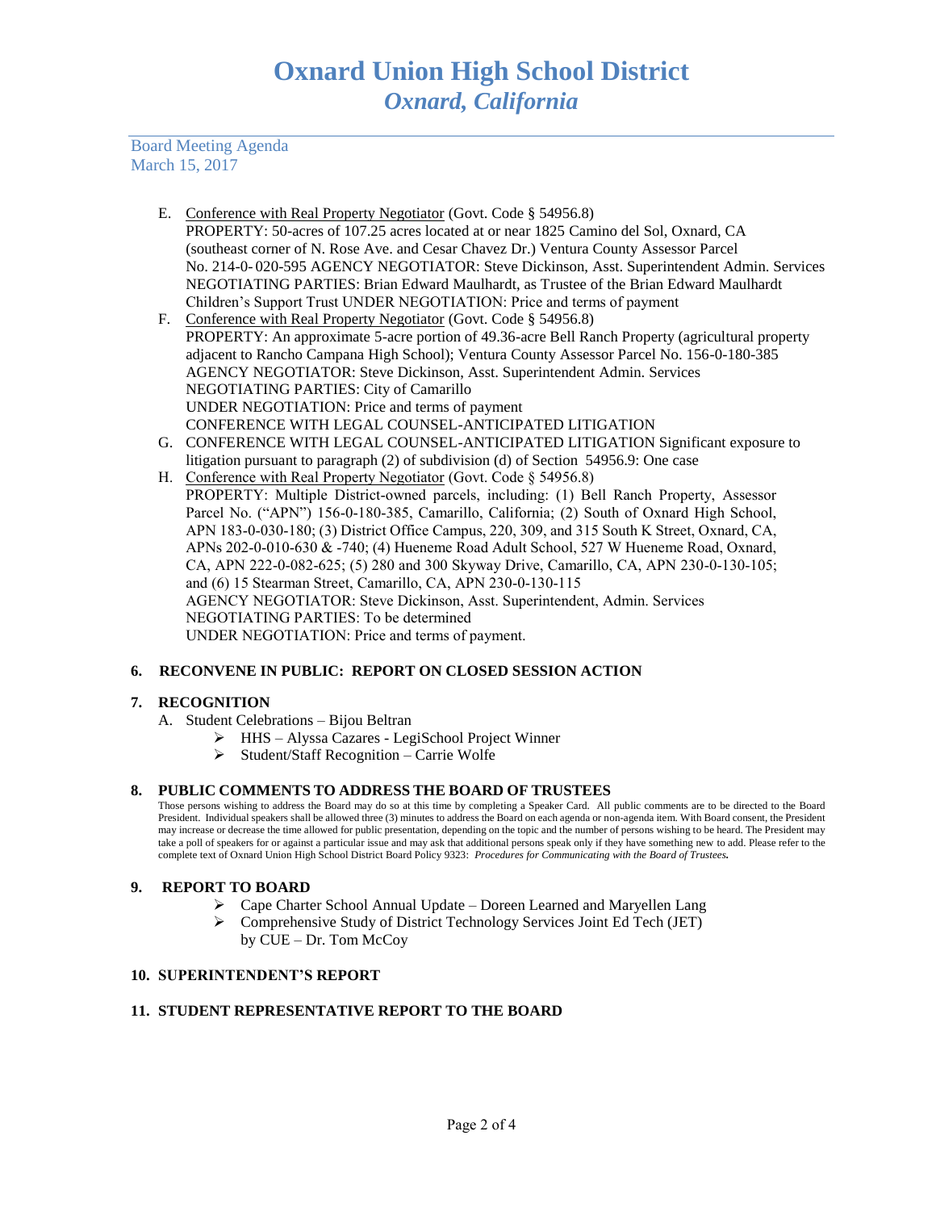# Oxnard Union High School District
## *Oxnard, California*

Board Meeting Agenda
March 15, 2017

E. Conference with Real Property Negotiator (Govt. Code § 54956.8)
PROPERTY: 50-acres of 107.25 acres located at or near 1825 Camino del Sol, Oxnard, CA (southeast corner of N. Rose Ave. and Cesar Chavez Dr.) Ventura County Assessor Parcel No. 214-0- 020-595 AGENCY NEGOTIATOR: Steve Dickinson, Asst. Superintendent Admin. Services NEGOTIATING PARTIES: Brian Edward Maulhardt, as Trustee of the Brian Edward Maulhardt Children's Support Trust UNDER NEGOTIATION: Price and terms of payment

F. Conference with Real Property Negotiator (Govt. Code § 54956.8)
PROPERTY: An approximate 5-acre portion of 49.36-acre Bell Ranch Property (agricultural property adjacent to Rancho Campana High School); Ventura County Assessor Parcel No. 156-0-180-385
AGENCY NEGOTIATOR: Steve Dickinson, Asst. Superintendent Admin. Services
NEGOTIATING PARTIES: City of Camarillo
UNDER NEGOTIATION: Price and terms of payment
CONFERENCE WITH LEGAL COUNSEL-ANTICIPATED LITIGATION

G. CONFERENCE WITH LEGAL COUNSEL-ANTICIPATED LITIGATION Significant exposure to litigation pursuant to paragraph (2) of subdivision (d) of Section 54956.9: One case

H. Conference with Real Property Negotiator (Govt. Code § 54956.8)
PROPERTY: Multiple District-owned parcels, including: (1) Bell Ranch Property, Assessor Parcel No. ("APN") 156-0-180-385, Camarillo, California; (2) South of Oxnard High School, APN 183-0-030-180; (3) District Office Campus, 220, 309, and 315 South K Street, Oxnard, CA, APNs 202-0-010-630 & -740; (4) Hueneme Road Adult School, 527 W Hueneme Road, Oxnard, CA, APN 222-0-082-625; (5) 280 and 300 Skyway Drive, Camarillo, CA, APN 230-0-130-105; and (6) 15 Stearman Street, Camarillo, CA, APN 230-0-130-115
AGENCY NEGOTIATOR: Steve Dickinson, Asst. Superintendent, Admin. Services
NEGOTIATING PARTIES: To be determined
UNDER NEGOTIATION: Price and terms of payment.

**6. RECONVENE IN PUBLIC: REPORT ON CLOSED SESSION ACTION**

**7. RECOGNITION**

A. Student Celebrations – Bijou Beltran
- HHS – Alyssa Cazares - LegiSchool Project Winner
- Student/Staff Recognition – Carrie Wolfe

**8. PUBLIC COMMENTS TO ADDRESS THE BOARD OF TRUSTEES**

Those persons wishing to address the Board may do so at this time by completing a Speaker Card. All public comments are to be directed to the Board President. Individual speakers shall be allowed three (3) minutes to address the Board on each agenda or non-agenda item. With Board consent, the President may increase or decrease the time allowed for public presentation, depending on the topic and the number of persons wishing to be heard. The President may take a poll of speakers for or against a particular issue and may ask that additional persons speak only if they have something new to add. Please refer to the complete text of Oxnard Union High School District Board Policy 9323: ***Procedures for Communicating with the Board of Trustees.***

**9. REPORT TO BOARD**

- Cape Charter School Annual Update – Doreen Learned and Maryellen Lang
- Comprehensive Study of District Technology Services Joint Ed Tech (JET) by CUE – Dr. Tom McCoy

**10. SUPERINTENDENT'S REPORT**

**11. STUDENT REPRESENTATIVE REPORT TO THE BOARD**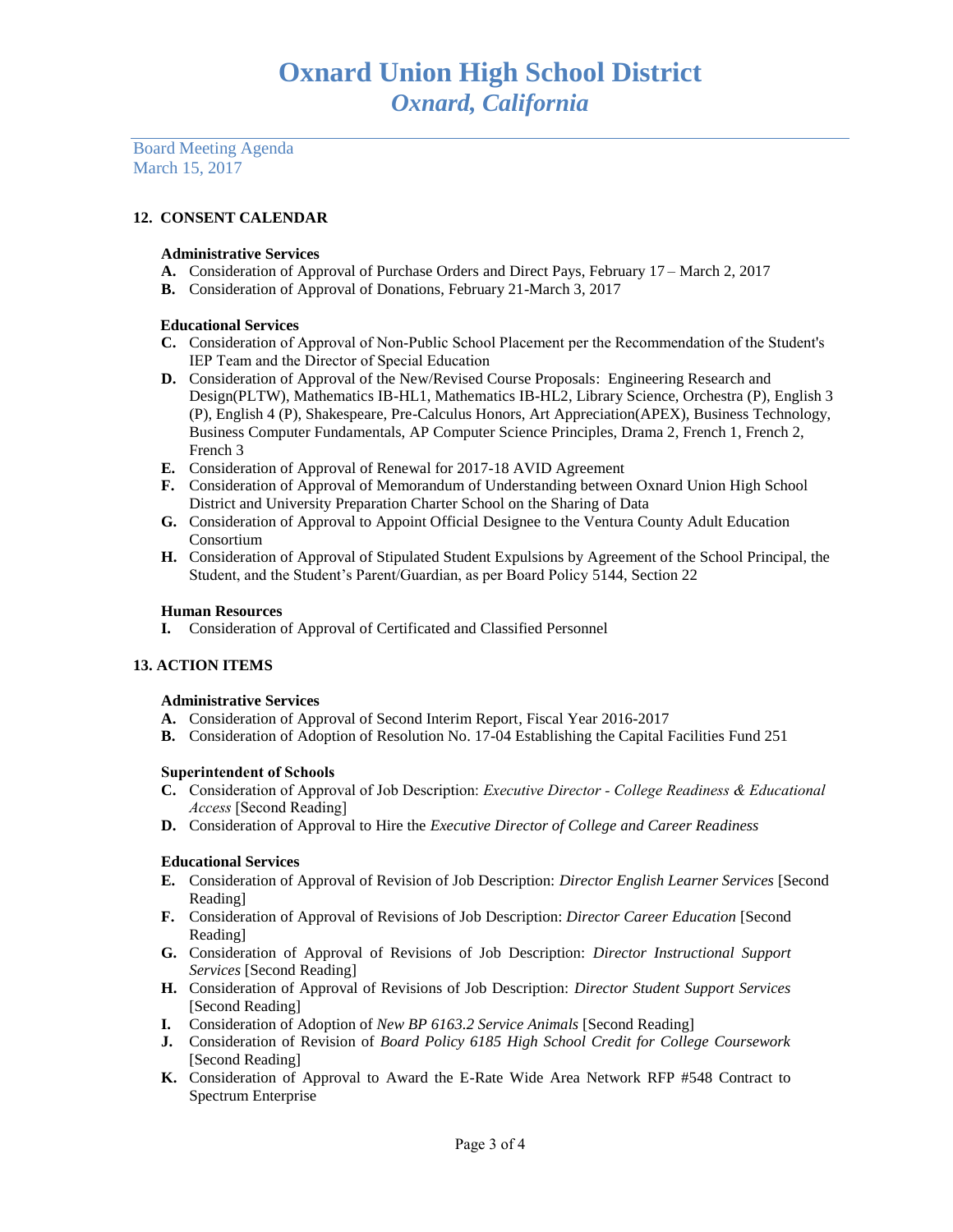# Oxnard Union High School District
## *Oxnard, California*

Board Meeting Agenda
March 15, 2017

### 12. CONSENT CALENDAR

**Administrative Services**

**A.** Consideration of Approval of Purchase Orders and Direct Pays, February 17 – March 2, 2017
**B.** Consideration of Approval of Donations, February 21-March 3, 2017

**Educational Services**

**C.** Consideration of Approval of Non-Public School Placement per the Recommendation of the Student's IEP Team and the Director of Special Education
**D.** Consideration of Approval of the New/Revised Course Proposals: Engineering Research and Design(PLTW), Mathematics IB-HL1, Mathematics IB-HL2, Library Science, Orchestra (P), English 3 (P), English 4 (P), Shakespeare, Pre-Calculus Honors, Art Appreciation(APEX), Business Technology, Business Computer Fundamentals, AP Computer Science Principles, Drama 2, French 1, French 2, French 3
**E.** Consideration of Approval of Renewal for 2017-18 AVID Agreement
**F.** Consideration of Approval of Memorandum of Understanding between Oxnard Union High School District and University Preparation Charter School on the Sharing of Data
**G.** Consideration of Approval to Appoint Official Designee to the Ventura County Adult Education Consortium
**H.** Consideration of Approval of Stipulated Student Expulsions by Agreement of the School Principal, the Student, and the Student's Parent/Guardian, as per Board Policy 5144, Section 22

**Human Resources**

**I.** Consideration of Approval of Certificated and Classified Personnel

### 13. ACTION ITEMS

**Administrative Services**

**A.** Consideration of Approval of Second Interim Report, Fiscal Year 2016-2017
**B.** Consideration of Adoption of Resolution No. 17-04 Establishing the Capital Facilities Fund 251

**Superintendent of Schools**

**C.** Consideration of Approval of Job Description: *Executive Director - College Readiness & Educational Access* [Second Reading]
**D.** Consideration of Approval to Hire the *Executive Director of College and Career Readiness*

**Educational Services**

**E.** Consideration of Approval of Revision of Job Description: *Director English Learner Services* [Second Reading]
**F.** Consideration of Approval of Revisions of Job Description: *Director Career Education* [Second Reading]
**G.** Consideration of Approval of Revisions of Job Description: *Director Instructional Support Services* [Second Reading]
**H.** Consideration of Approval of Revisions of Job Description: *Director Student Support Services* [Second Reading]
**I.** Consideration of Adoption of *New BP 6163.2 Service Animals* [Second Reading]
**J.** Consideration of Revision of *Board Policy 6185 High School Credit for College Coursework* [Second Reading]
**K.** Consideration of Approval to Award the E-Rate Wide Area Network RFP #548 Contract to Spectrum Enterprise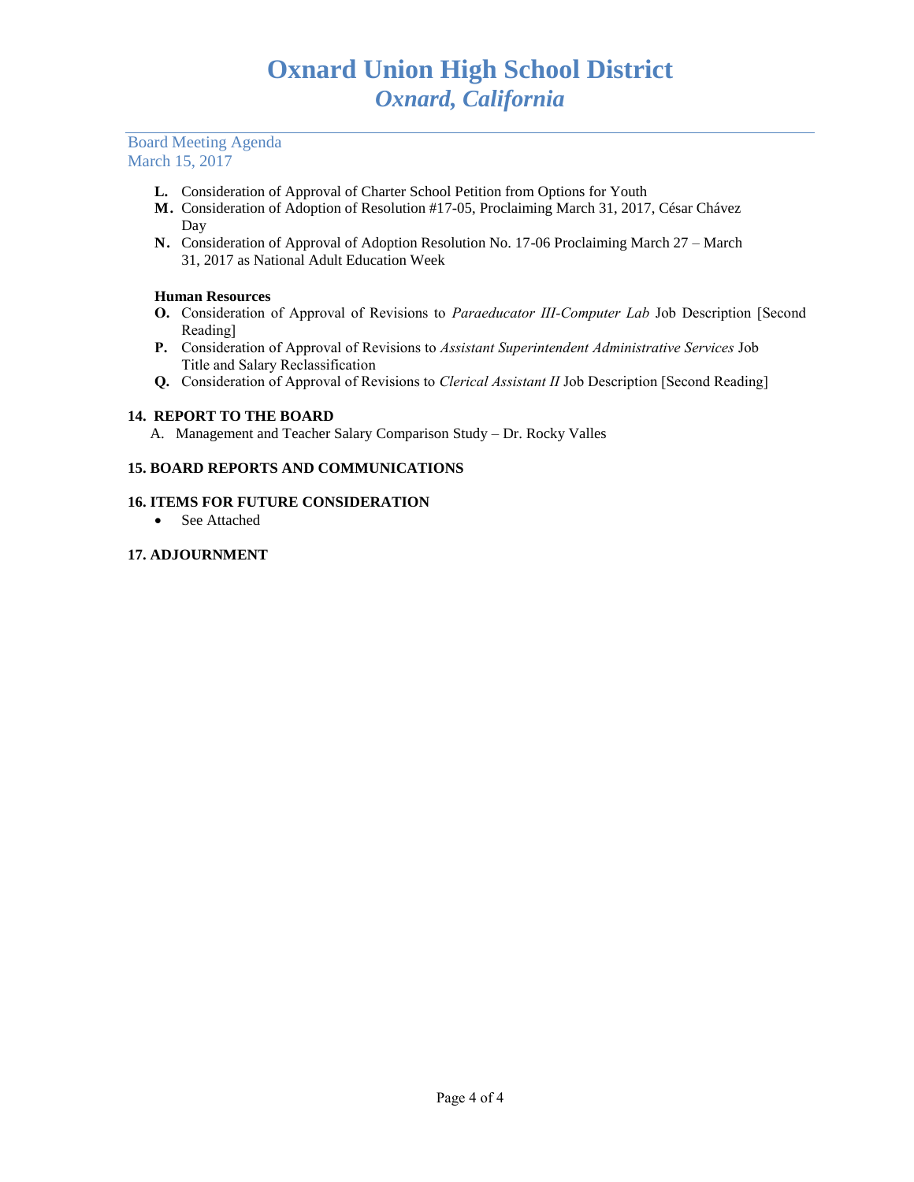# Oxnard Union High School District
## *Oxnard, California*

Board Meeting Agenda
March 15, 2017

- **L.** Consideration of Approval of Charter School Petition from Options for Youth
- **M.** Consideration of Adoption of Resolution #17-05, Proclaiming March 31, 2017, César Chávez Day
- **N.** Consideration of Approval of Adoption Resolution No. 17-06 Proclaiming March 27 – March 31, 2017 as National Adult Education Week

**Human Resources**

- **O.** Consideration of Approval of Revisions to *Paraeducator III-Computer Lab* Job Description [Second Reading]
- **P.** Consideration of Approval of Revisions to *Assistant Superintendent Administrative Services* Job Title and Salary Reclassification
- **Q.** Consideration of Approval of Revisions to *Clerical Assistant II* Job Description [Second Reading]

**14. REPORT TO THE BOARD**

A. Management and Teacher Salary Comparison Study – Dr. Rocky Valles

**15. BOARD REPORTS AND COMMUNICATIONS**

**16. ITEMS FOR FUTURE CONSIDERATION**

- See Attached

**17. ADJOURNMENT**